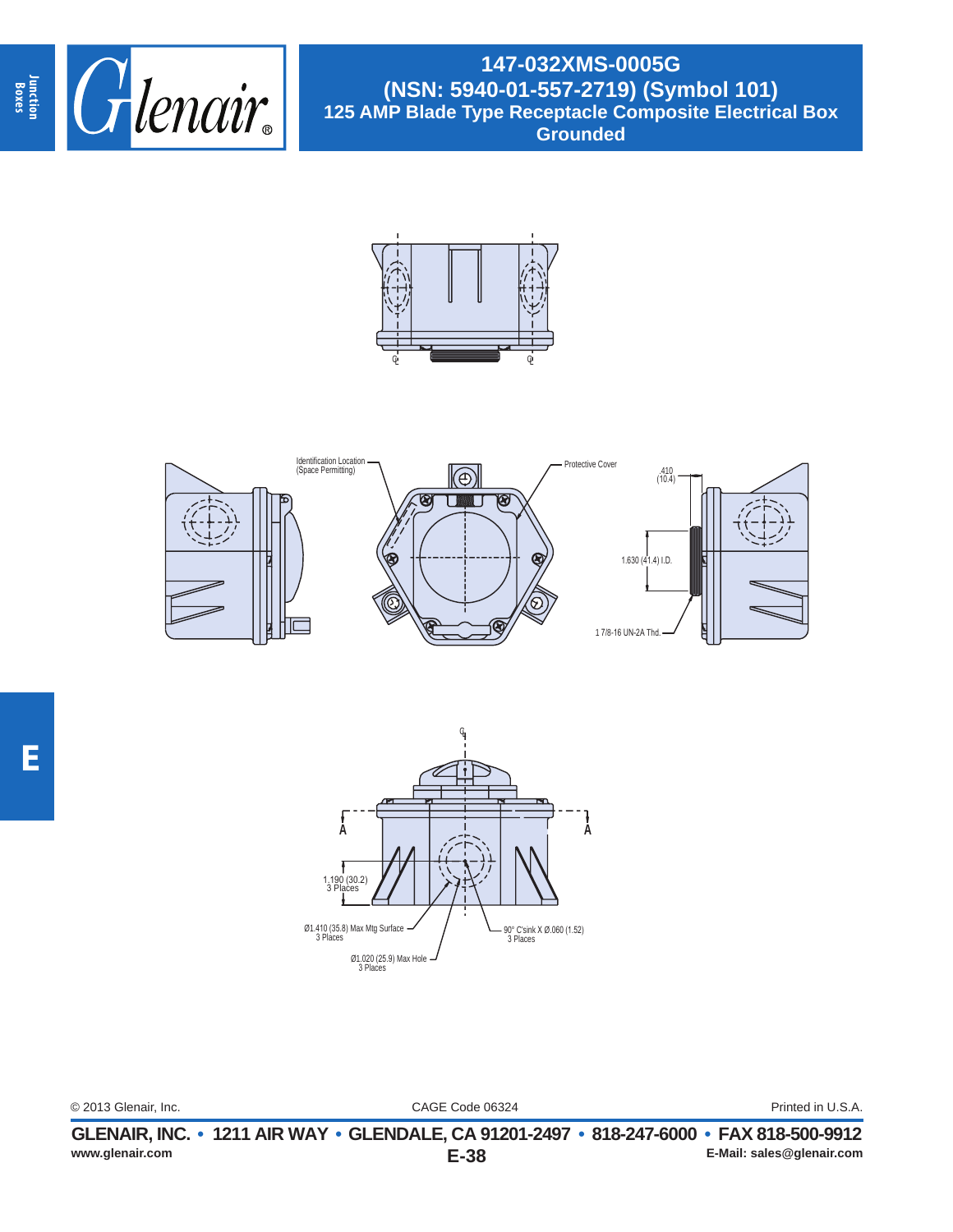# 147-032XMS-0005G
## (NSN: 5940-01-557-2719) (Symbol 101)
### 125 AMP Blade Type Receptacle Composite Electrical Box Grounded

Identification Location (Space Permitting)

Protective Cover

.410 (10.4)

1.630 (41.4) I.D.

1 7/8-16 UN-2A Thd.

A

A

1.190 (30.2) 3 Places

Ø1.410 (35.8) Max Mtg Surface 3 Places

Ø1.020 (25.9) Max Hole 3 Places

90° C'sink X Ø.060 (1.52) 3 Places

© 2013 Glenair, Inc.

CAGE Code 06324

Printed in U.S.A.

**GLENAIR, INC. • 1211 AIR WAY • GLENDALE, CA 91201-2497 • 818-247-6000 • FAX 818-500-9912**

www.glenair.com

E-Mail: sales@glenair.com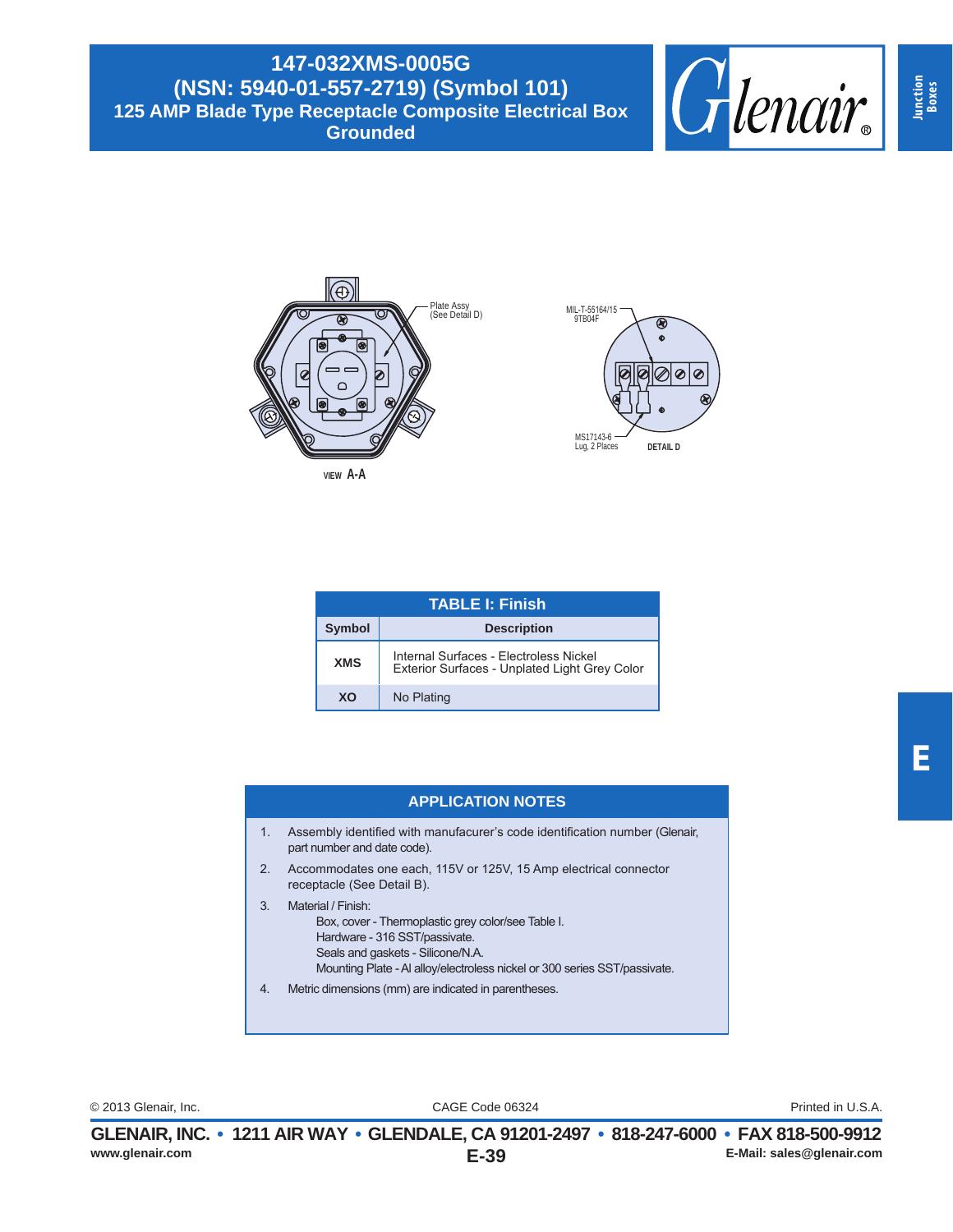# 147-032XMS-0005G
## (NSN: 5940-01-557-2719) (Symbol 101)
### 125 AMP Blade Type Receptacle Composite Electrical Box Grounded

Plate Assy (See Detail D)

VIEW A-A

MIL-T-55164/15 9TB04F

MS17143-6 Lug, 2 Places

DETAIL D

| TABLE I: Finish | |
|---|---|
| **Symbol** | **Description** |
| XMS | Internal Surfaces - Electroless Nickel<br>Exterior Surfaces - Unplated Light Grey Color |
| XO | No Plating |

## APPLICATION NOTES

1. Assembly identified with manufacurer's code identification number (Glenair, part number and date code).
2. Accommodates one each, 115V or 125V, 15 Amp electrical connector receptacle (See Detail B).
3. Material / Finish:
   - Box, cover - Thermoplastic grey color/see Table I.
   - Hardware - 316 SST/passivate.
   - Seals and gaskets - Silicone/N.A.
   - Mounting Plate - Al alloy/electroless nickel or 300 series SST/passivate.
4. Metric dimensions (mm) are indicated in parentheses.